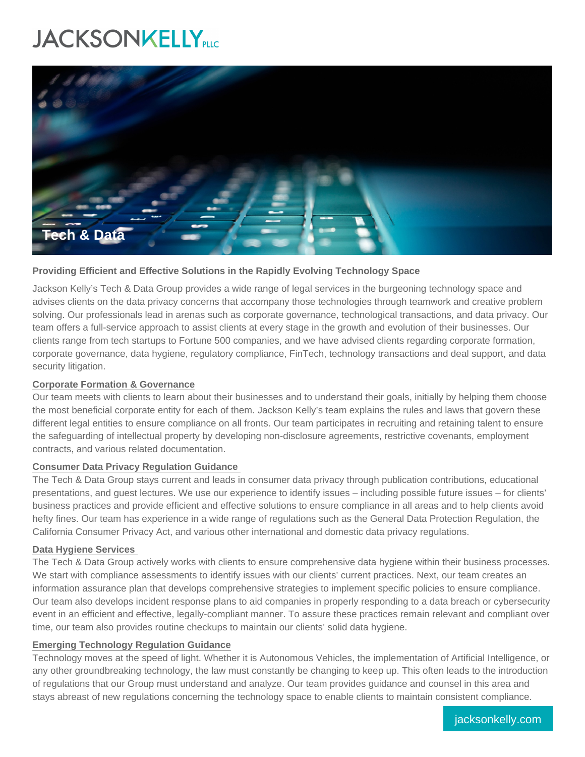JACKSONKELLY PLLC

# Tech & Data

**Providing Efficient and Effective Solutions in the Rapidly Evolving Technology Space**

Jackson Kelly's Tech & Data Group provides a wide range of legal services in the burgeoning technology space and advises clients on the data privacy concerns that accompany those technologies through teamwork and creative problem solving. Our professionals lead in arenas such as corporate governance, technological transactions, and data privacy. Our team offers a full-service approach to assist clients at every stage in the growth and evolution of their businesses. Our clients range from tech startups to Fortune 500 companies, and we have advised clients regarding corporate formation, corporate governance, data hygiene, regulatory compliance, FinTech, technology transactions and deal support, and data security litigation.

## Corporate Formation & Governance

Our team meets with clients to learn about their businesses and to understand their goals, initially by helping them choose the most beneficial corporate entity for each of them. Jackson Kelly's team explains the rules and laws that govern these different legal entities to ensure compliance on all fronts. Our team participates in recruiting and retaining talent to ensure the safeguarding of intellectual property by developing non-disclosure agreements, restrictive covenants, employment contracts, and various related documentation.

## Consumer Data Privacy Regulation Guidance

The Tech & Data Group stays current and leads in consumer data privacy through publication contributions, educational presentations, and guest lectures. We use our experience to identify issues – including possible future issues – for clients' business practices and provide efficient and effective solutions to ensure compliance in all areas and to help clients avoid hefty fines. Our team has experience in a wide range of regulations such as the General Data Protection Regulation, the California Consumer Privacy Act, and various other international and domestic data privacy regulations.

## Data Hygiene Services

The Tech & Data Group actively works with clients to ensure comprehensive data hygiene within their business processes. We start with compliance assessments to identify issues with our clients' current practices. Next, our team creates an information assurance plan that develops comprehensive strategies to implement specific policies to ensure compliance. Our team also develops incident response plans to aid companies in properly responding to a data breach or cybersecurity event in an efficient and effective, legally-compliant manner. To assure these practices remain relevant and compliant over time, our team also provides routine checkups to maintain our clients' solid data hygiene.

## Emerging Technology Regulation Guidance

Technology moves at the speed of light. Whether it is Autonomous Vehicles, the implementation of Artificial Intelligence, or any other groundbreaking technology, the law must constantly be changing to keep up. This often leads to the introduction of regulations that our Group must understand and analyze. Our team provides guidance and counsel in this area and stays abreast of new regulations concerning the technology space to enable clients to maintain consistent compliance.

jacksonkelly.com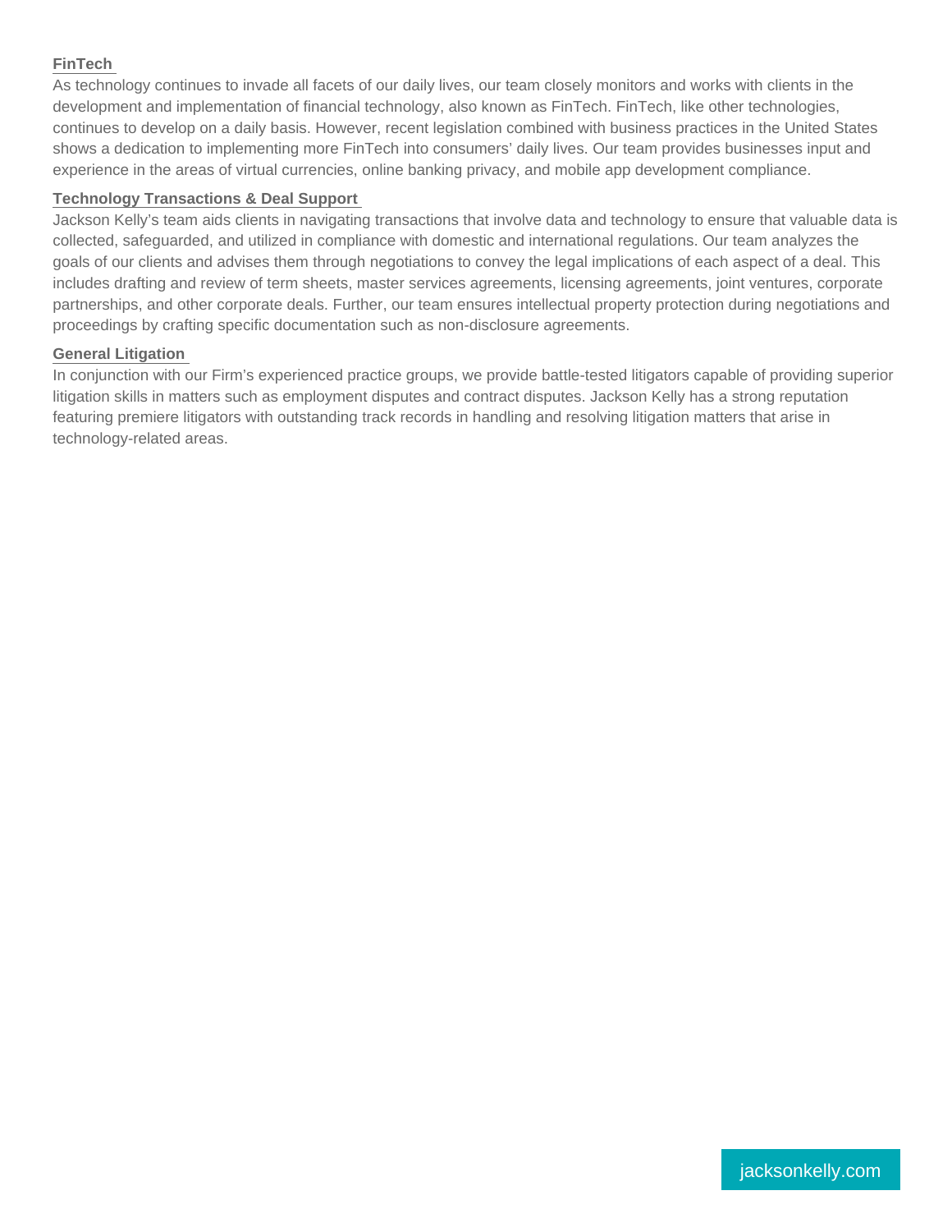**FinTech**

As technology continues to invade all facets of our daily lives, our team closely monitors and works with clients in the development and implementation of financial technology, also known as FinTech. FinTech, like other technologies, continues to develop on a daily basis. However, recent legislation combined with business practices in the United States shows a dedication to implementing more FinTech into consumers' daily lives. Our team provides businesses input and experience in the areas of virtual currencies, online banking privacy, and mobile app development compliance.

**Technology Transactions & Deal Support**

Jackson Kelly's team aids clients in navigating transactions that involve data and technology to ensure that valuable data is collected, safeguarded, and utilized in compliance with domestic and international regulations. Our team analyzes the goals of our clients and advises them through negotiations to convey the legal implications of each aspect of a deal. This includes drafting and review of term sheets, master services agreements, licensing agreements, joint ventures, corporate partnerships, and other corporate deals. Further, our team ensures intellectual property protection during negotiations and proceedings by crafting specific documentation such as non-disclosure agreements.

**General Litigation**

In conjunction with our Firm's experienced practice groups, we provide battle-tested litigators capable of providing superior litigation skills in matters such as employment disputes and contract disputes. Jackson Kelly has a strong reputation featuring premiere litigators with outstanding track records in handling and resolving litigation matters that arise in technology-related areas.

jacksonkelly.com